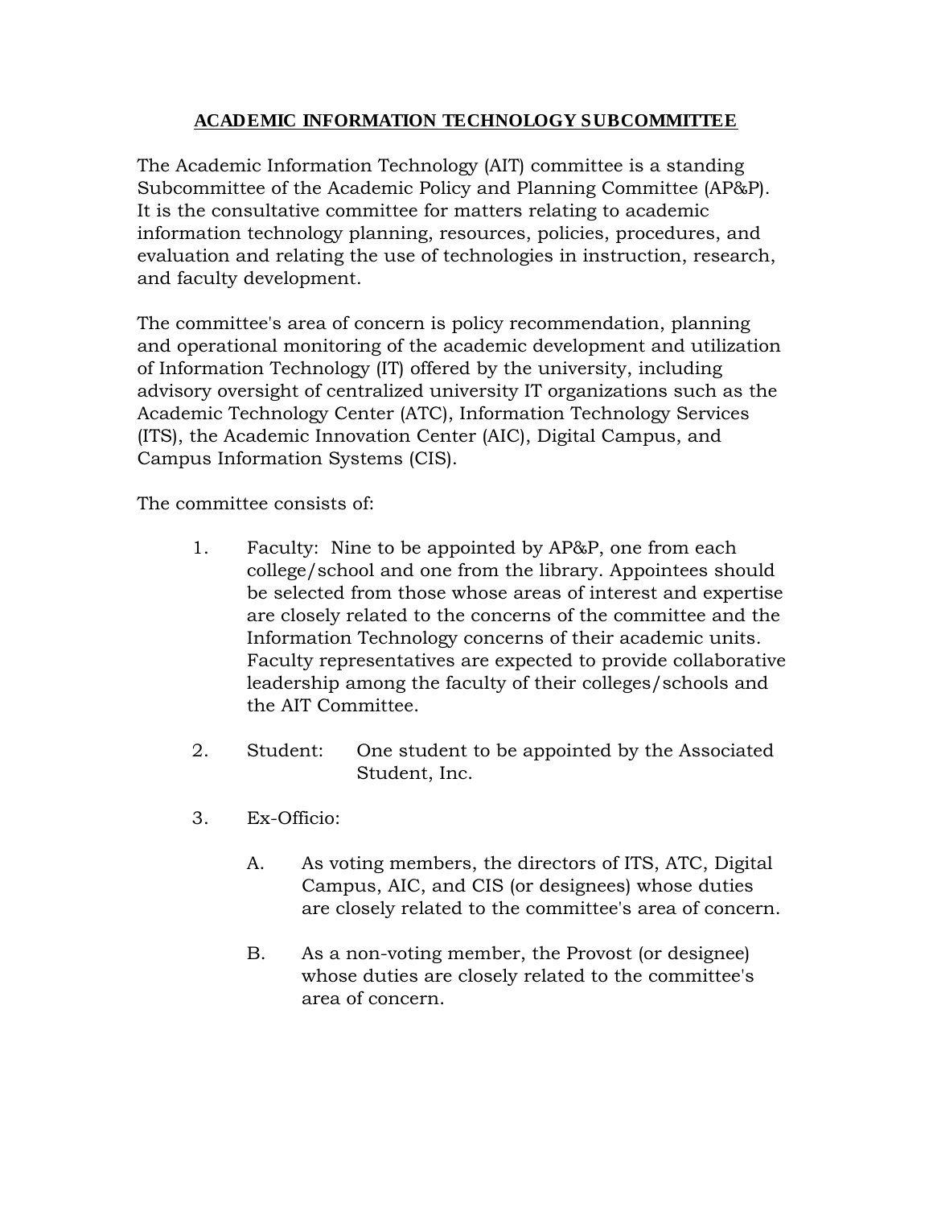## ACADEMIC INFORMATION TECHNOLOGY SUBCOMMITTEE

The Academic Information Technology (AIT) committee is a standing Subcommittee of the Academic Policy and Planning Committee (AP&P). It is the consultative committee for matters relating to academic information technology planning, resources, policies, procedures, and evaluation and relating the use of technologies in instruction, research, and faculty development.

The committee's area of concern is policy recommendation, planning and operational monitoring of the academic development and utilization of Information Technology (IT) offered by the university, including advisory oversight of centralized university IT organizations such as the Academic Technology Center (ATC), Information Technology Services (ITS), the Academic Innovation Center (AIC), Digital Campus, and Campus Information Systems (CIS).

The committee consists of:

1. Faculty: Nine to be appointed by AP&P, one from each college/school and one from the library. Appointees should be selected from those whose areas of interest and expertise are closely related to the concerns of the committee and the Information Technology concerns of their academic units. Faculty representatives are expected to provide collaborative leadership among the faculty of their colleges/schools and the AIT Committee.

2. Student: One student to be appointed by the Associated Student, Inc.

3. Ex-Officio:

   A. As voting members, the directors of ITS, ATC, Digital Campus, AIC, and CIS (or designees) whose duties are closely related to the committee's area of concern.

   B. As a non-voting member, the Provost (or designee) whose duties are closely related to the committee's area of concern.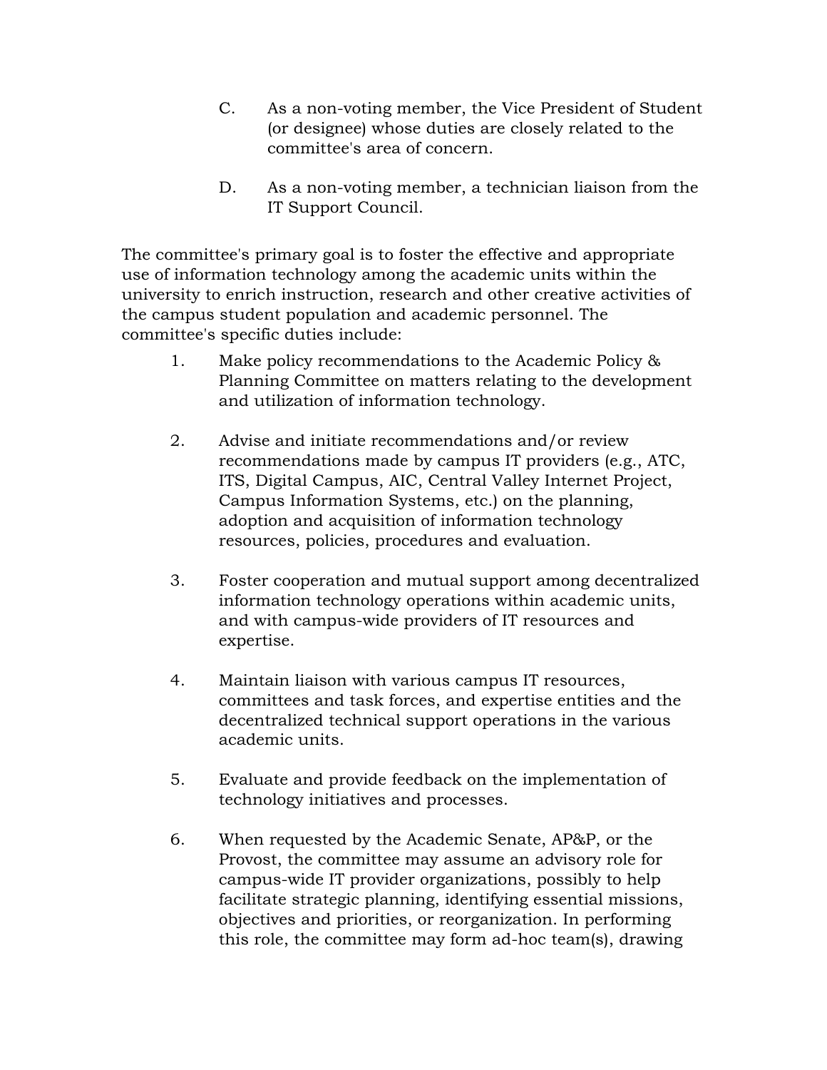C. As a non-voting member, the Vice President of Student (or designee) whose duties are closely related to the committee's area of concern.

D. As a non-voting member, a technician liaison from the IT Support Council.

The committee's primary goal is to foster the effective and appropriate use of information technology among the academic units within the university to enrich instruction, research and other creative activities of the campus student population and academic personnel. The committee's specific duties include:

1. Make policy recommendations to the Academic Policy & Planning Committee on matters relating to the development and utilization of information technology.

2. Advise and initiate recommendations and/or review recommendations made by campus IT providers (e.g., ATC, ITS, Digital Campus, AIC, Central Valley Internet Project, Campus Information Systems, etc.) on the planning, adoption and acquisition of information technology resources, policies, procedures and evaluation.

3. Foster cooperation and mutual support among decentralized information technology operations within academic units, and with campus-wide providers of IT resources and expertise.

4. Maintain liaison with various campus IT resources, committees and task forces, and expertise entities and the decentralized technical support operations in the various academic units.

5. Evaluate and provide feedback on the implementation of technology initiatives and processes.

6. When requested by the Academic Senate, AP&P, or the Provost, the committee may assume an advisory role for campus-wide IT provider organizations, possibly to help facilitate strategic planning, identifying essential missions, objectives and priorities, or reorganization. In performing this role, the committee may form ad-hoc team(s), drawing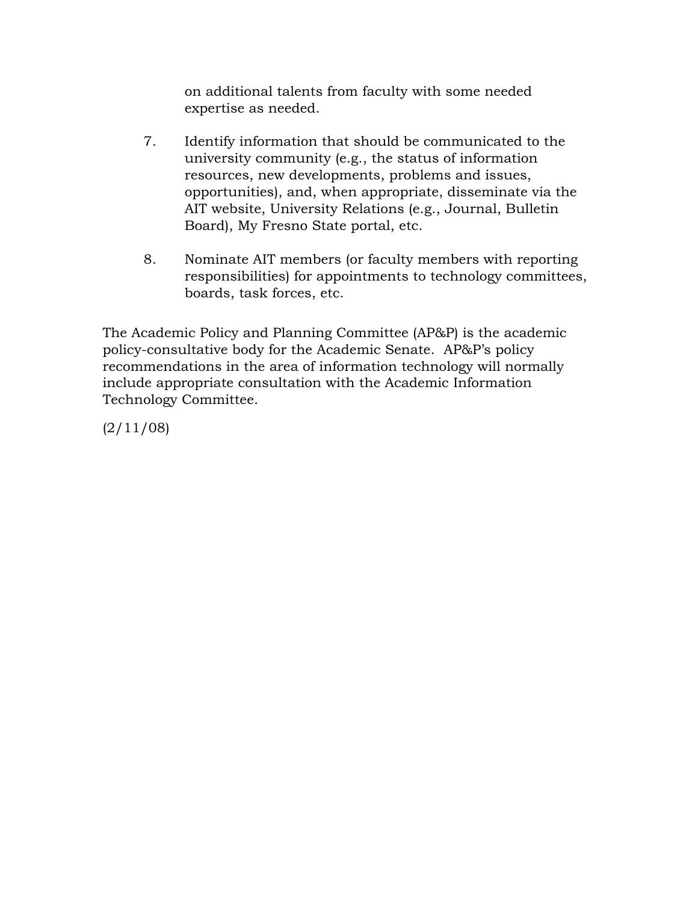on additional talents from faculty with some needed expertise as needed.

7. Identify information that should be communicated to the university community (e.g., the status of information resources, new developments, problems and issues, opportunities), and, when appropriate, disseminate via the AIT website, University Relations (e.g., Journal, Bulletin Board), My Fresno State portal, etc.

8. Nominate AIT members (or faculty members with reporting responsibilities) for appointments to technology committees, boards, task forces, etc.

The Academic Policy and Planning Committee (AP&P) is the academic policy-consultative body for the Academic Senate. AP&P's policy recommendations in the area of information technology will normally include appropriate consultation with the Academic Information Technology Committee.

(2/11/08)